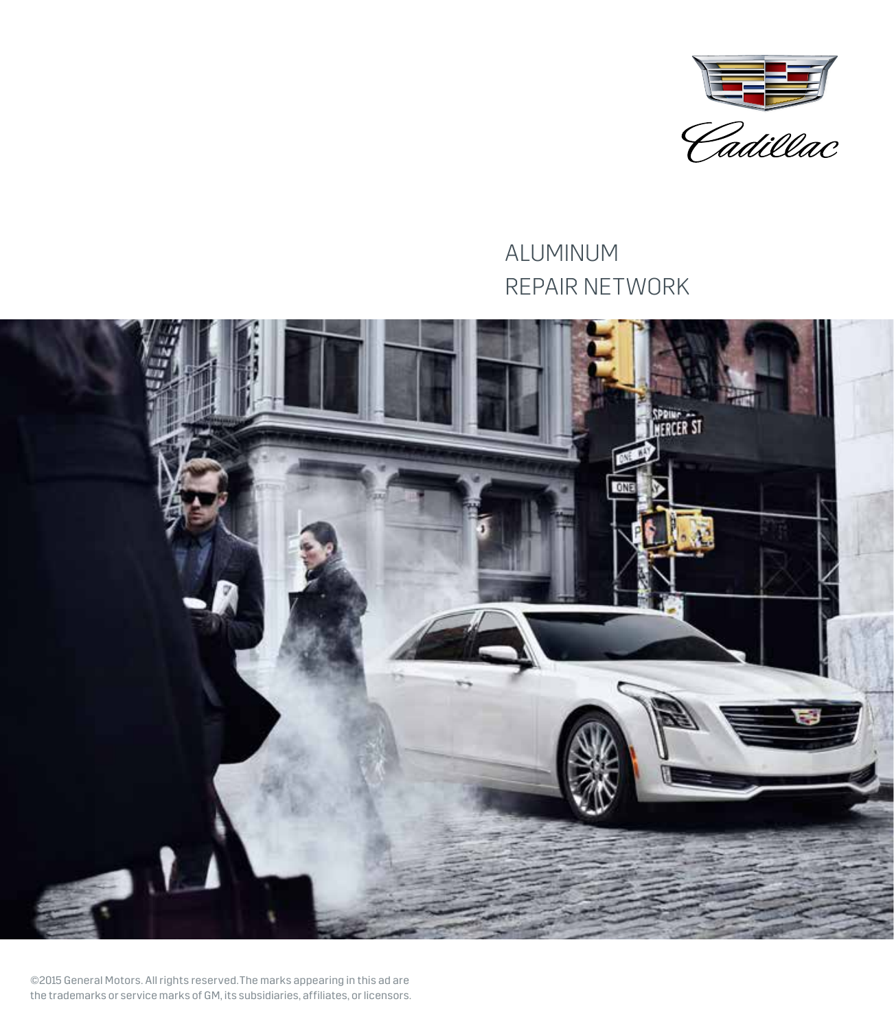Cadillac

# ALUMINUM REPAIR NETWORK

©2015 General Motors. All rights reserved. The marks appearing in this ad are the trademarks or service marks of GM, its subsidiaries, affiliates, or licensors.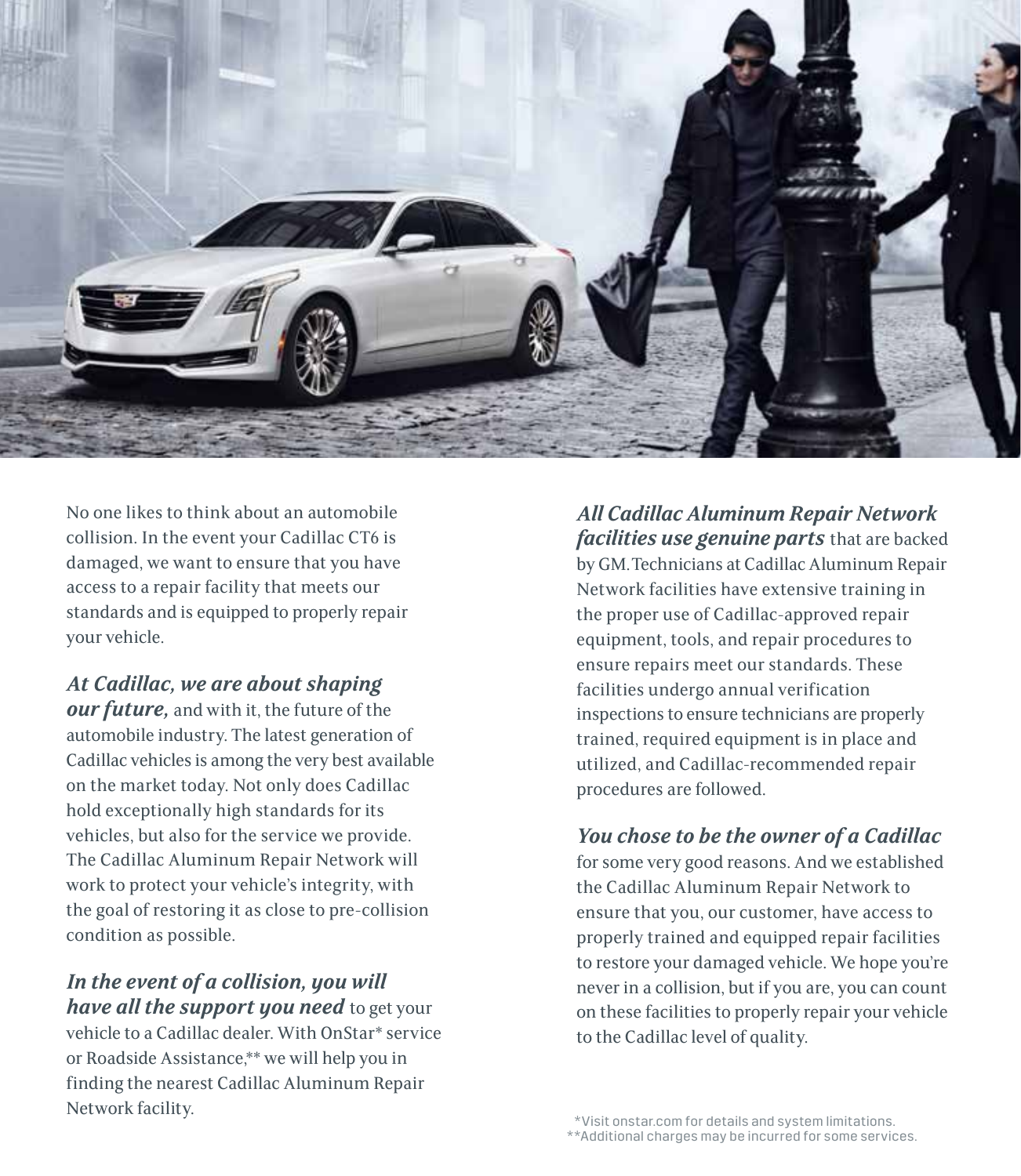No one likes to think about an automobile collision. In the event your Cadillac CT6 is damaged, we want to ensure that you have access to a repair facility that meets our standards and is equipped to properly repair your vehicle.

***At Cadillac, we are about shaping our future,*** and with it, the future of the automobile industry. The latest generation of Cadillac vehicles is among the very best available on the market today. Not only does Cadillac hold exceptionally high standards for its vehicles, but also for the service we provide. The Cadillac Aluminum Repair Network will work to protect your vehicle's integrity, with the goal of restoring it as close to pre-collision condition as possible.

***In the event of a collision, you will have all the support you need*** to get your vehicle to a Cadillac dealer. With OnStar* service or Roadside Assistance,** we will help you in finding the nearest Cadillac Aluminum Repair Network facility.

***All Cadillac Aluminum Repair Network facilities use genuine parts*** that are backed by GM. Technicians at Cadillac Aluminum Repair Network facilities have extensive training in the proper use of Cadillac-approved repair equipment, tools, and repair procedures to ensure repairs meet our standards. These facilities undergo annual verification inspections to ensure technicians are properly trained, required equipment is in place and utilized, and Cadillac-recommended repair procedures are followed.

***You chose to be the owner of a Cadillac*** for some very good reasons. And we established the Cadillac Aluminum Repair Network to ensure that you, our customer, have access to properly trained and equipped repair facilities to restore your damaged vehicle. We hope you're never in a collision, but if you are, you can count on these facilities to properly repair your vehicle to the Cadillac level of quality.

*Visit onstar.com for details and system limitations.
**Additional charges may be incurred for some services.